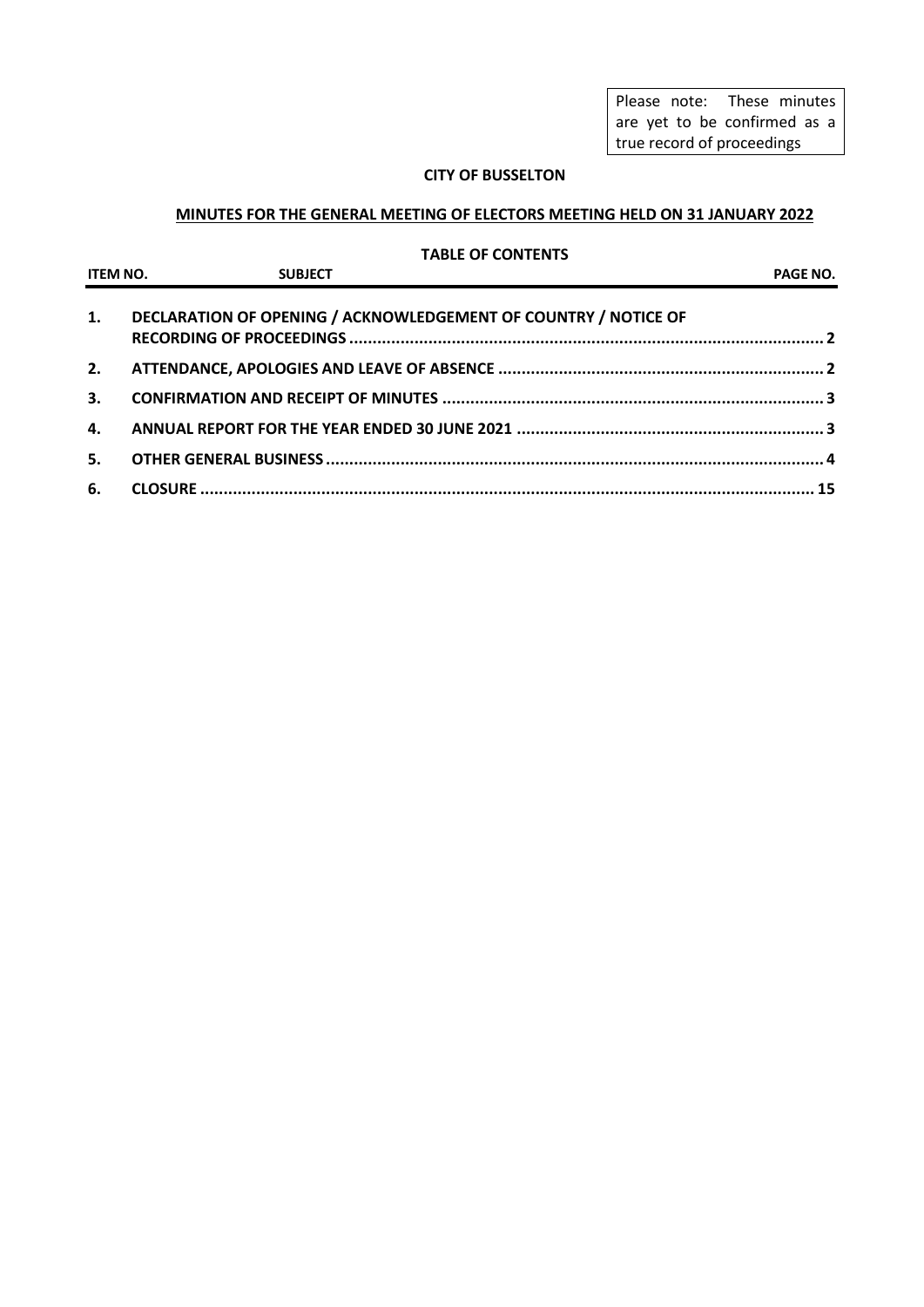Please note: These minutes are yet to be confirmed as a true record of proceedings

**CITY OF BUSSELTON**

**MINUTES FOR THE GENERAL MEETING OF ELECTORS MEETING HELD ON 31 JANUARY 2022**

**TABLE OF CONTENTS**

| ITEM NO. | SUBJECT | PAGE NO. |
|---|---|---|
| 1. | DECLARATION OF OPENING / ACKNOWLEDGEMENT OF COUNTRY / NOTICE OF RECORDING OF PROCEEDINGS | 2 |
| 2. | ATTENDANCE, APOLOGIES AND LEAVE OF ABSENCE | 2 |
| 3. | CONFIRMATION AND RECEIPT OF MINUTES | 3 |
| 4. | ANNUAL REPORT FOR THE YEAR ENDED 30 JUNE 2021 | 3 |
| 5. | OTHER GENERAL BUSINESS | 4 |
| 6. | CLOSURE | 15 |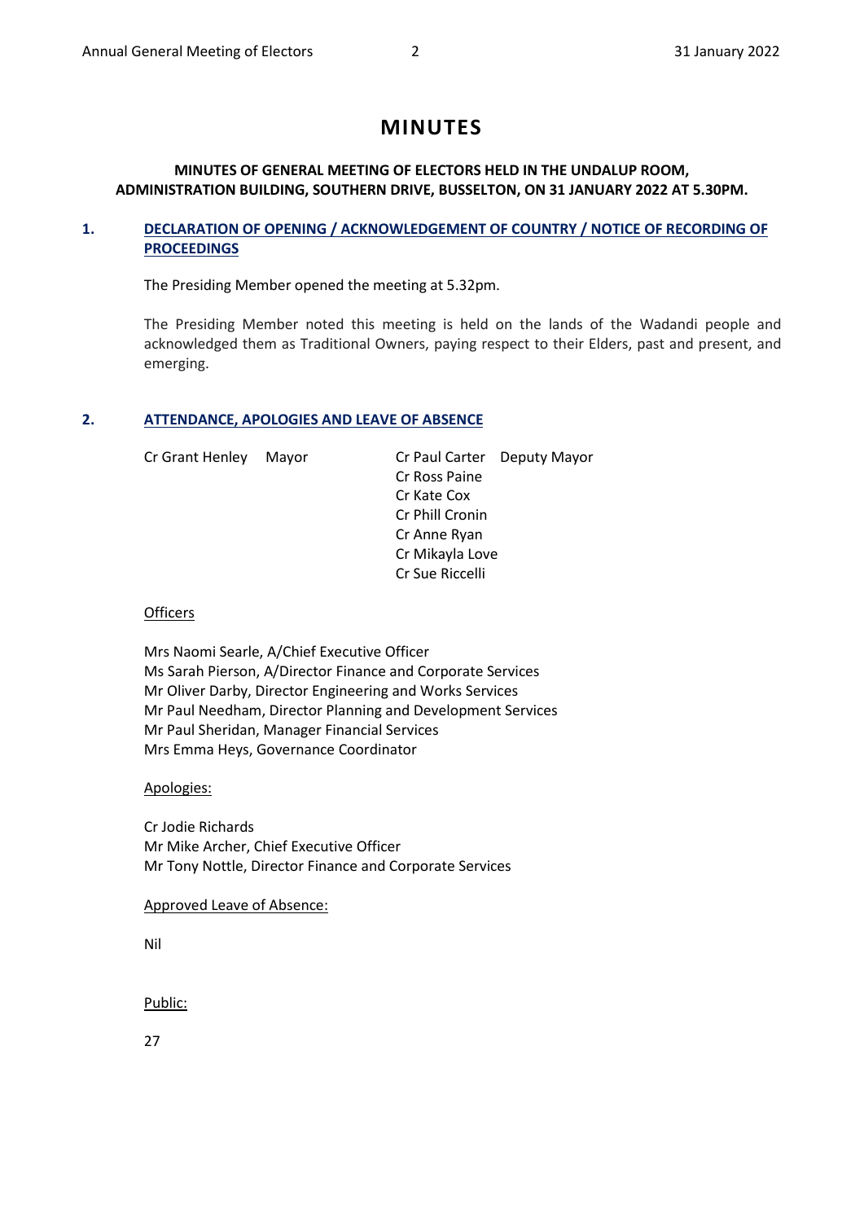# MINUTES

**MINUTES OF GENERAL MEETING OF ELECTORS HELD IN THE UNDALUP ROOM, ADMINISTRATION BUILDING, SOUTHERN DRIVE, BUSSELTON, ON 31 JANUARY 2022 AT 5.30PM.**

## 1. DECLARATION OF OPENING / ACKNOWLEDGEMENT OF COUNTRY / NOTICE OF RECORDING OF PROCEEDINGS

The Presiding Member opened the meeting at 5.32pm.

The Presiding Member noted this meeting is held on the lands of the Wadandi people and acknowledged them as Traditional Owners, paying respect to their Elders, past and present, and emerging.

## 2. ATTENDANCE, APOLOGIES AND LEAVE OF ABSENCE

Cr Grant Henley Mayor

Cr Paul Carter Deputy Mayor
Cr Ross Paine
Cr Kate Cox
Cr Phill Cronin
Cr Anne Ryan
Cr Mikayla Love
Cr Sue Riccelli

Officers

Mrs Naomi Searle, A/Chief Executive Officer
Ms Sarah Pierson, A/Director Finance and Corporate Services
Mr Oliver Darby, Director Engineering and Works Services
Mr Paul Needham, Director Planning and Development Services
Mr Paul Sheridan, Manager Financial Services
Mrs Emma Heys, Governance Coordinator

Apologies:

Cr Jodie Richards
Mr Mike Archer, Chief Executive Officer
Mr Tony Nottle, Director Finance and Corporate Services

Approved Leave of Absence:

Nil

Public:

27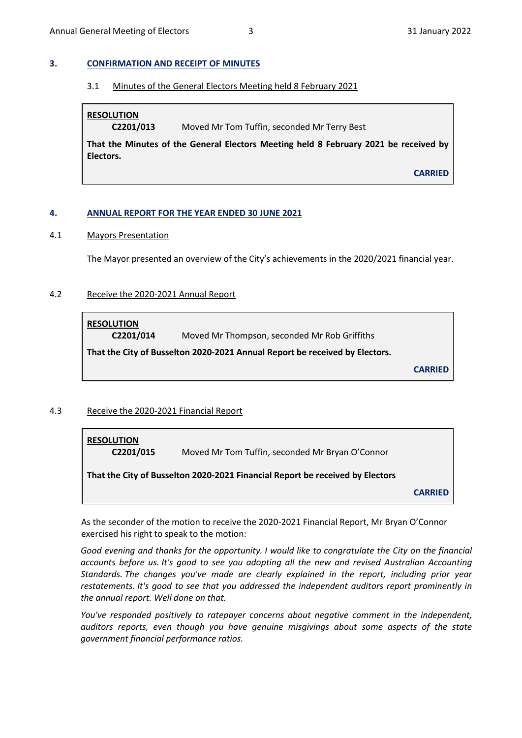## 3. CONFIRMATION AND RECEIPT OF MINUTES

### 3.1 Minutes of the General Electors Meeting held 8 February 2021

**RESOLUTION**
**C2201/013** Moved Mr Tom Tuffin, seconded Mr Terry Best

**That the Minutes of the General Electors Meeting held 8 February 2021 be received by Electors.**

**CARRIED**

## 4. ANNUAL REPORT FOR THE YEAR ENDED 30 JUNE 2021

### 4.1 Mayors Presentation

The Mayor presented an overview of the City's achievements in the 2020/2021 financial year.

### 4.2 Receive the 2020-2021 Annual Report

**RESOLUTION**
**C2201/014** Moved Mr Thompson, seconded Mr Rob Griffiths

**That the City of Busselton 2020-2021 Annual Report be received by Electors.**

**CARRIED**

### 4.3 Receive the 2020-2021 Financial Report

**RESOLUTION**
**C2201/015** Moved Mr Tom Tuffin, seconded Mr Bryan O'Connor

**That the City of Busselton 2020-2021 Financial Report be received by Electors**

**CARRIED**

As the seconder of the motion to receive the 2020-2021 Financial Report, Mr Bryan O'Connor exercised his right to speak to the motion:

*Good evening and thanks for the opportunity. I would like to congratulate the City on the financial accounts before us. It's good to see you adopting all the new and revised Australian Accounting Standards. The changes you've made are clearly explained in the report, including prior year restatements. It's good to see that you addressed the independent auditors report prominently in the annual report. Well done on that.*

*You've responded positively to ratepayer concerns about negative comment in the independent, auditors reports, even though you have genuine misgivings about some aspects of the state government financial performance ratios.*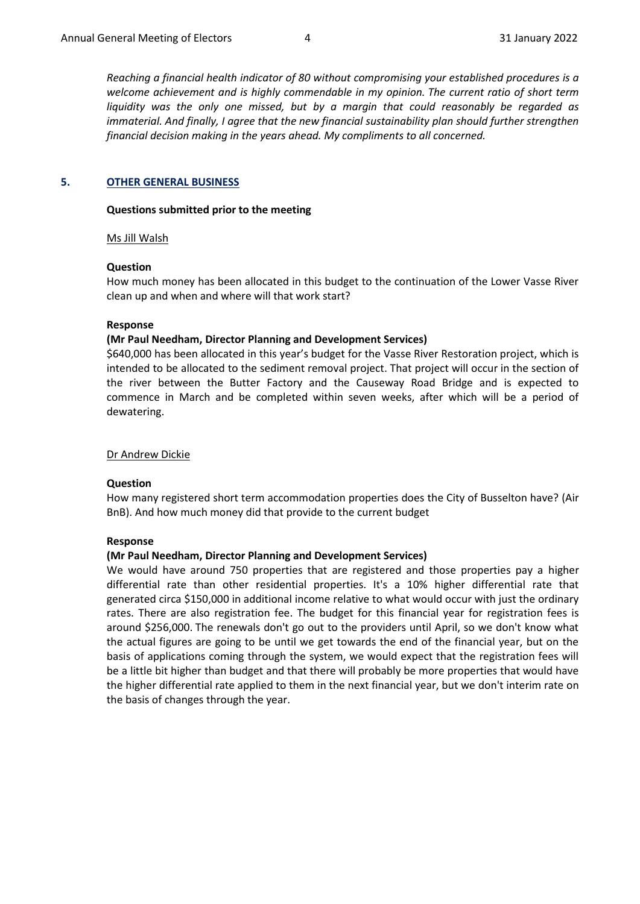*Reaching a financial health indicator of 80 without compromising your established procedures is a welcome achievement and is highly commendable in my opinion. The current ratio of short term liquidity was the only one missed, but by a margin that could reasonably be regarded as immaterial. And finally, I agree that the new financial sustainability plan should further strengthen financial decision making in the years ahead. My compliments to all concerned.*

## 5. OTHER GENERAL BUSINESS

**Questions submitted prior to the meeting**

Ms Jill Walsh

**Question**

How much money has been allocated in this budget to the continuation of the Lower Vasse River clean up and when and where will that work start?

**Response**

**(Mr Paul Needham, Director Planning and Development Services)**

$640,000 has been allocated in this year's budget for the Vasse River Restoration project, which is intended to be allocated to the sediment removal project. That project will occur in the section of the river between the Butter Factory and the Causeway Road Bridge and is expected to commence in March and be completed within seven weeks, after which will be a period of dewatering.

Dr Andrew Dickie

**Question**

How many registered short term accommodation properties does the City of Busselton have? (Air BnB). And how much money did that provide to the current budget

**Response**

**(Mr Paul Needham, Director Planning and Development Services)**

We would have around 750 properties that are registered and those properties pay a higher differential rate than other residential properties. It's a 10% higher differential rate that generated circa $150,000 in additional income relative to what would occur with just the ordinary rates. There are also registration fee. The budget for this financial year for registration fees is around $256,000. The renewals don't go out to the providers until April, so we don't know what the actual figures are going to be until we get towards the end of the financial year, but on the basis of applications coming through the system, we would expect that the registration fees will be a little bit higher than budget and that there will probably be more properties that would have the higher differential rate applied to them in the next financial year, but we don't interim rate on the basis of changes through the year.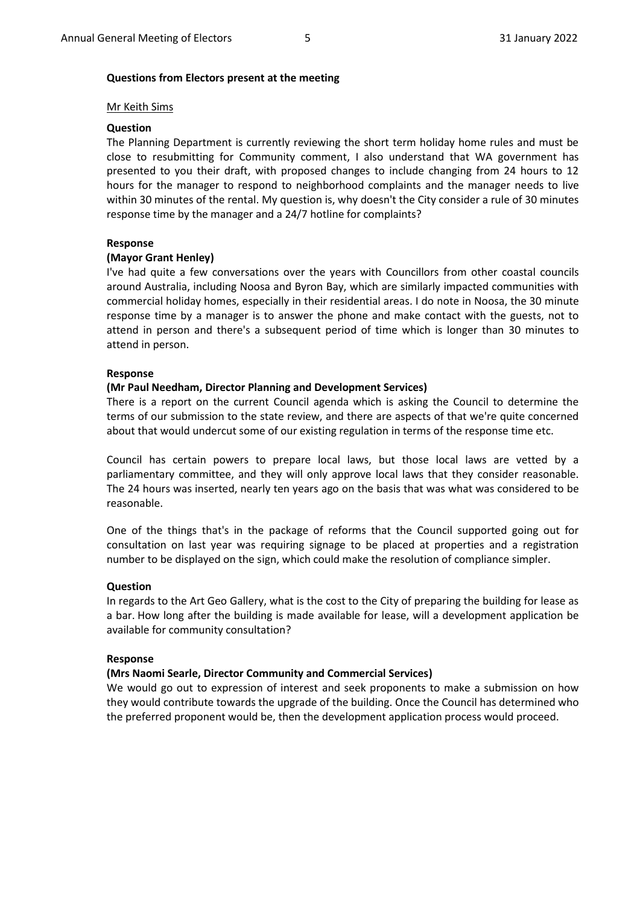**Questions from Electors present at the meeting**

Mr Keith Sims

**Question**

The Planning Department is currently reviewing the short term holiday home rules and must be close to resubmitting for Community comment, I also understand that WA government has presented to you their draft, with proposed changes to include changing from 24 hours to 12 hours for the manager to respond to neighborhood complaints and the manager needs to live within 30 minutes of the rental. My question is, why doesn't the City consider a rule of 30 minutes response time by the manager and a 24/7 hotline for complaints?

**Response**

**(Mayor Grant Henley)**

I've had quite a few conversations over the years with Councillors from other coastal councils around Australia, including Noosa and Byron Bay, which are similarly impacted communities with commercial holiday homes, especially in their residential areas. I do note in Noosa, the 30 minute response time by a manager is to answer the phone and make contact with the guests, not to attend in person and there's a subsequent period of time which is longer than 30 minutes to attend in person.

**Response**

**(Mr Paul Needham, Director Planning and Development Services)**

There is a report on the current Council agenda which is asking the Council to determine the terms of our submission to the state review, and there are aspects of that we're quite concerned about that would undercut some of our existing regulation in terms of the response time etc.

Council has certain powers to prepare local laws, but those local laws are vetted by a parliamentary committee, and they will only approve local laws that they consider reasonable. The 24 hours was inserted, nearly ten years ago on the basis that was what was considered to be reasonable.

One of the things that's in the package of reforms that the Council supported going out for consultation on last year was requiring signage to be placed at properties and a registration number to be displayed on the sign, which could make the resolution of compliance simpler.

**Question**

In regards to the Art Geo Gallery, what is the cost to the City of preparing the building for lease as a bar. How long after the building is made available for lease, will a development application be available for community consultation?

**Response**

**(Mrs Naomi Searle, Director Community and Commercial Services)**

We would go out to expression of interest and seek proponents to make a submission on how they would contribute towards the upgrade of the building. Once the Council has determined who the preferred proponent would be, then the development application process would proceed.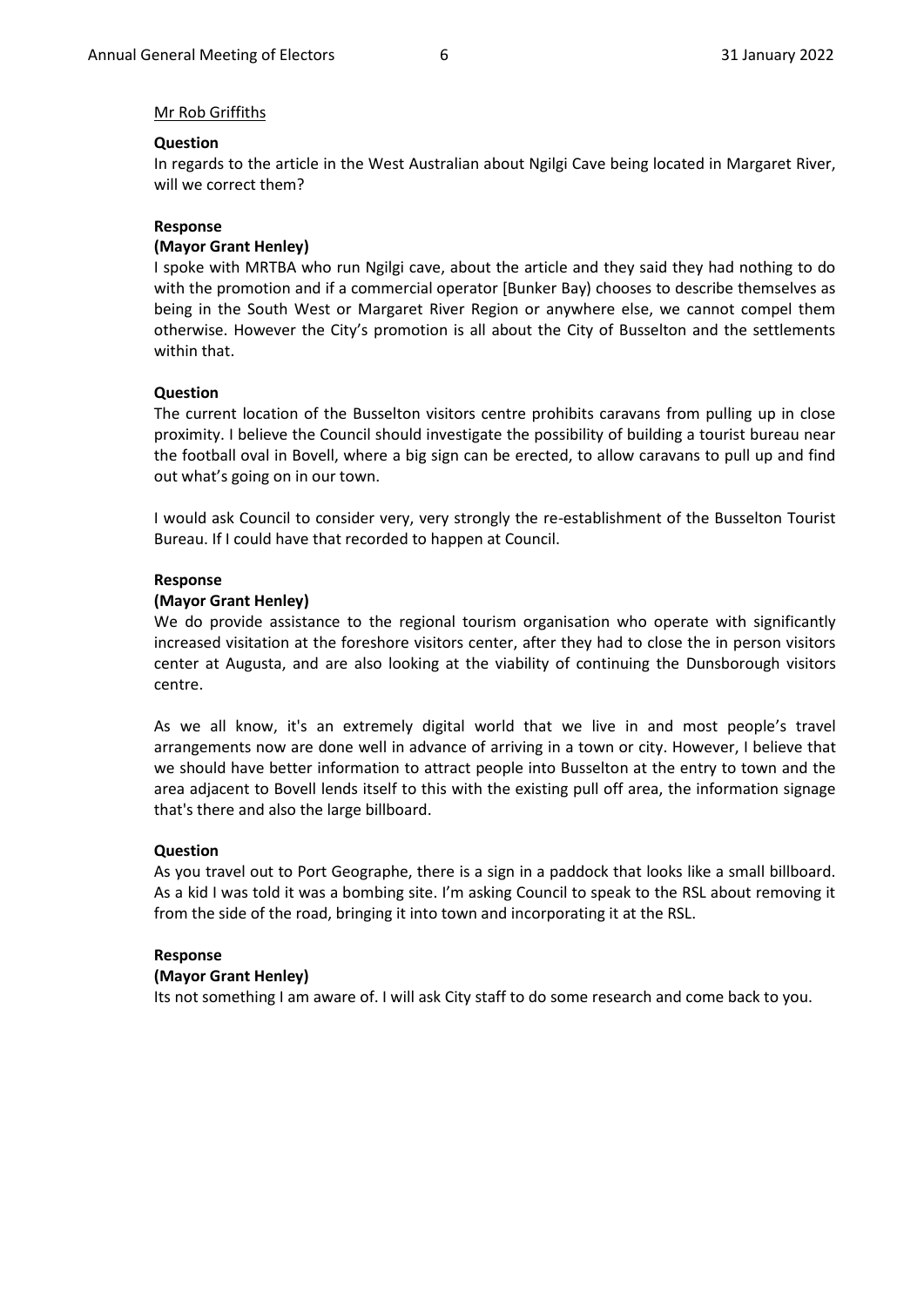Mr Rob Griffiths

**Question**

In regards to the article in the West Australian about Ngilgi Cave being located in Margaret River, will we correct them?

**Response**

**(Mayor Grant Henley)**

I spoke with MRTBA who run Ngilgi cave, about the article and they said they had nothing to do with the promotion and if a commercial operator [Bunker Bay) chooses to describe themselves as being in the South West or Margaret River Region or anywhere else, we cannot compel them otherwise. However the City's promotion is all about the City of Busselton and the settlements within that.

**Question**

The current location of the Busselton visitors centre prohibits caravans from pulling up in close proximity. I believe the Council should investigate the possibility of building a tourist bureau near the football oval in Bovell, where a big sign can be erected, to allow caravans to pull up and find out what's going on in our town.

I would ask Council to consider very, very strongly the re-establishment of the Busselton Tourist Bureau. If I could have that recorded to happen at Council.

**Response**

**(Mayor Grant Henley)**

We do provide assistance to the regional tourism organisation who operate with significantly increased visitation at the foreshore visitors center, after they had to close the in person visitors center at Augusta, and are also looking at the viability of continuing the Dunsborough visitors centre.

As we all know, it's an extremely digital world that we live in and most people's travel arrangements now are done well in advance of arriving in a town or city. However, I believe that we should have better information to attract people into Busselton at the entry to town and the area adjacent to Bovell lends itself to this with the existing pull off area, the information signage that's there and also the large billboard.

**Question**

As you travel out to Port Geographe, there is a sign in a paddock that looks like a small billboard. As a kid I was told it was a bombing site. I'm asking Council to speak to the RSL about removing it from the side of the road, bringing it into town and incorporating it at the RSL.

**Response**

**(Mayor Grant Henley)**

Its not something I am aware of. I will ask City staff to do some research and come back to you.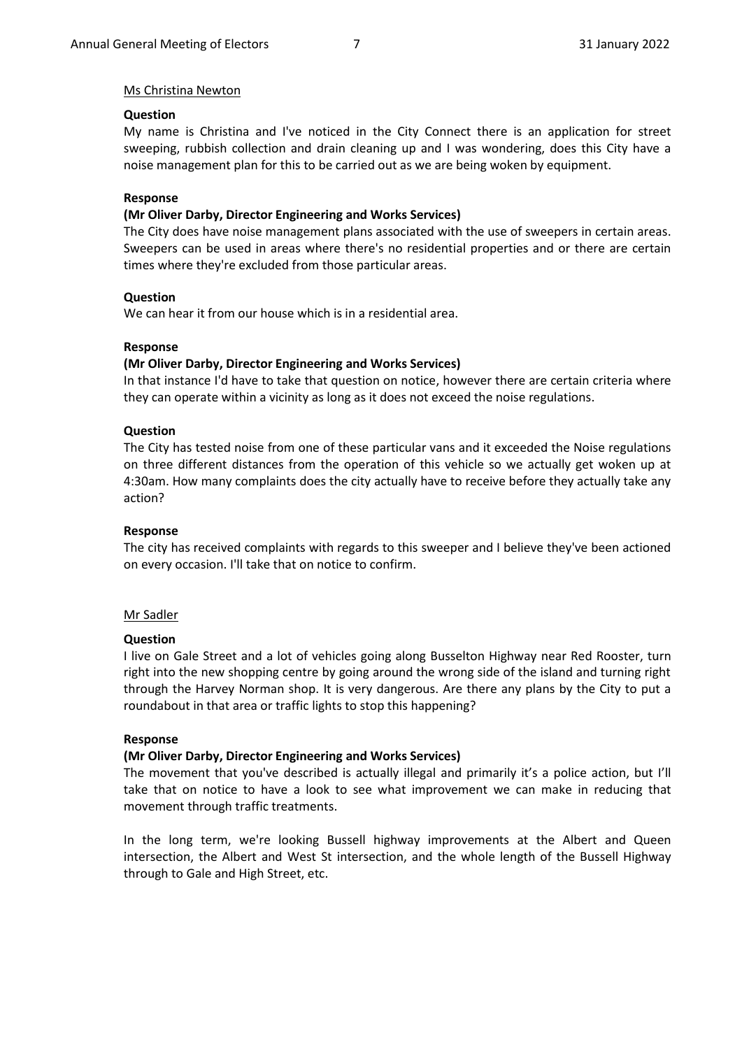Ms Christina Newton

**Question**

My name is Christina and I've noticed in the City Connect there is an application for street sweeping, rubbish collection and drain cleaning up and I was wondering, does this City have a noise management plan for this to be carried out as we are being woken by equipment.

**Response**

**(Mr Oliver Darby, Director Engineering and Works Services)**

The City does have noise management plans associated with the use of sweepers in certain areas. Sweepers can be used in areas where there's no residential properties and or there are certain times where they're excluded from those particular areas.

**Question**

We can hear it from our house which is in a residential area.

**Response**

**(Mr Oliver Darby, Director Engineering and Works Services)**

In that instance I'd have to take that question on notice, however there are certain criteria where they can operate within a vicinity as long as it does not exceed the noise regulations.

**Question**

The City has tested noise from one of these particular vans and it exceeded the Noise regulations on three different distances from the operation of this vehicle so we actually get woken up at 4:30am. How many complaints does the city actually have to receive before they actually take any action?

**Response**

The city has received complaints with regards to this sweeper and I believe they've been actioned on every occasion. I'll take that on notice to confirm.

Mr Sadler

**Question**

I live on Gale Street and a lot of vehicles going along Busselton Highway near Red Rooster, turn right into the new shopping centre by going around the wrong side of the island and turning right through the Harvey Norman shop. It is very dangerous. Are there any plans by the City to put a roundabout in that area or traffic lights to stop this happening?

**Response**

**(Mr Oliver Darby, Director Engineering and Works Services)**

The movement that you've described is actually illegal and primarily it's a police action, but I'll take that on notice to have a look to see what improvement we can make in reducing that movement through traffic treatments.

In the long term, we're looking Bussell highway improvements at the Albert and Queen intersection, the Albert and West St intersection, and the whole length of the Bussell Highway through to Gale and High Street, etc.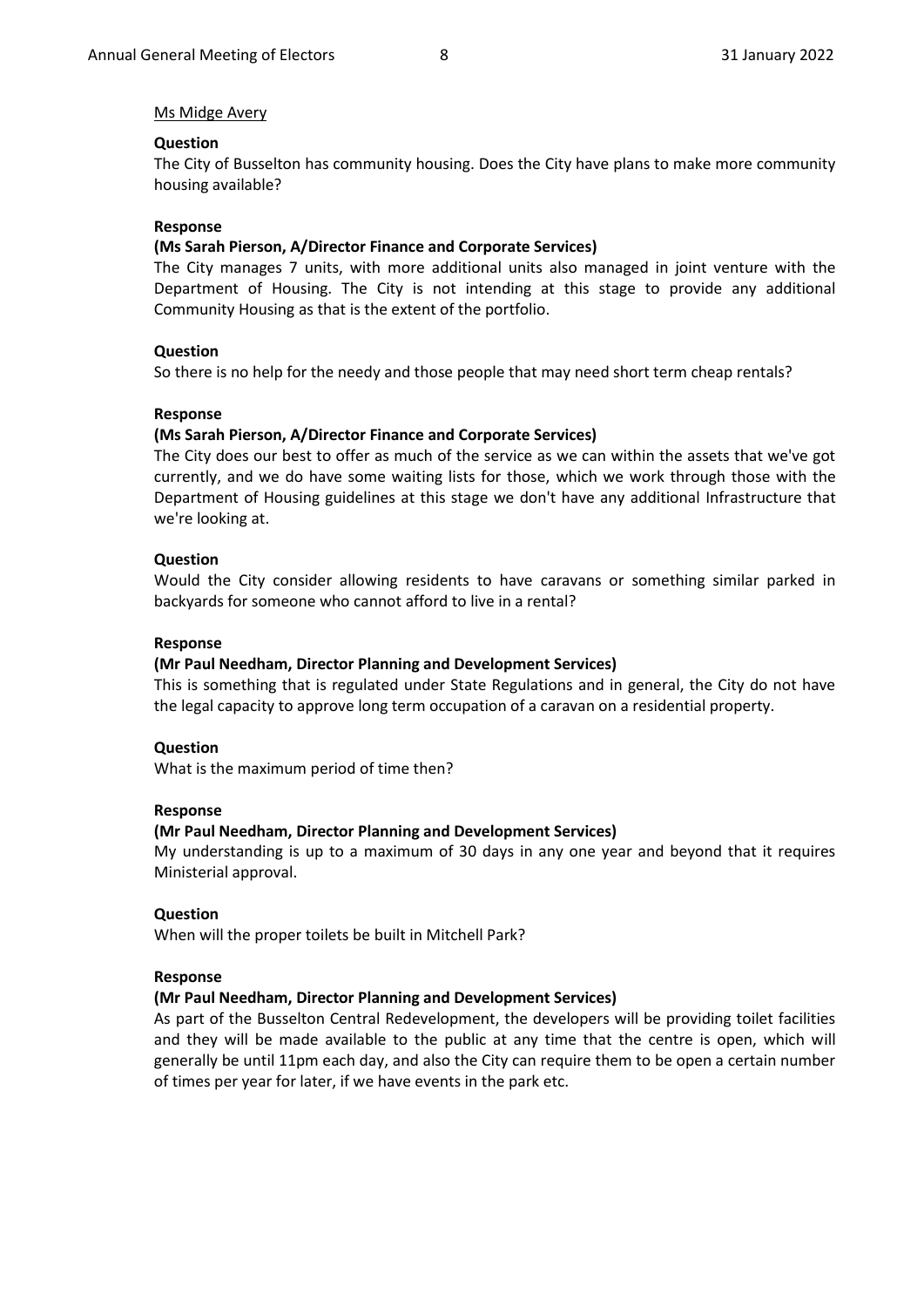<u>Ms Midge Avery</u>

**Question**

The City of Busselton has community housing. Does the City have plans to make more community housing available?

**Response**

**(Ms Sarah Pierson, A/Director Finance and Corporate Services)**

The City manages 7 units, with more additional units also managed in joint venture with the Department of Housing. The City is not intending at this stage to provide any additional Community Housing as that is the extent of the portfolio.

**Question**

So there is no help for the needy and those people that may need short term cheap rentals?

**Response**

**(Ms Sarah Pierson, A/Director Finance and Corporate Services)**

The City does our best to offer as much of the service as we can within the assets that we've got currently, and we do have some waiting lists for those, which we work through those with the Department of Housing guidelines at this stage we don't have any additional Infrastructure that we're looking at.

**Question**

Would the City consider allowing residents to have caravans or something similar parked in backyards for someone who cannot afford to live in a rental?

**Response**

**(Mr Paul Needham, Director Planning and Development Services)**

This is something that is regulated under State Regulations and in general, the City do not have the legal capacity to approve long term occupation of a caravan on a residential property.

**Question**

What is the maximum period of time then?

**Response**

**(Mr Paul Needham, Director Planning and Development Services)**

My understanding is up to a maximum of 30 days in any one year and beyond that it requires Ministerial approval.

**Question**

When will the proper toilets be built in Mitchell Park?

**Response**

**(Mr Paul Needham, Director Planning and Development Services)**

As part of the Busselton Central Redevelopment, the developers will be providing toilet facilities and they will be made available to the public at any time that the centre is open, which will generally be until 11pm each day, and also the City can require them to be open a certain number of times per year for later, if we have events in the park etc.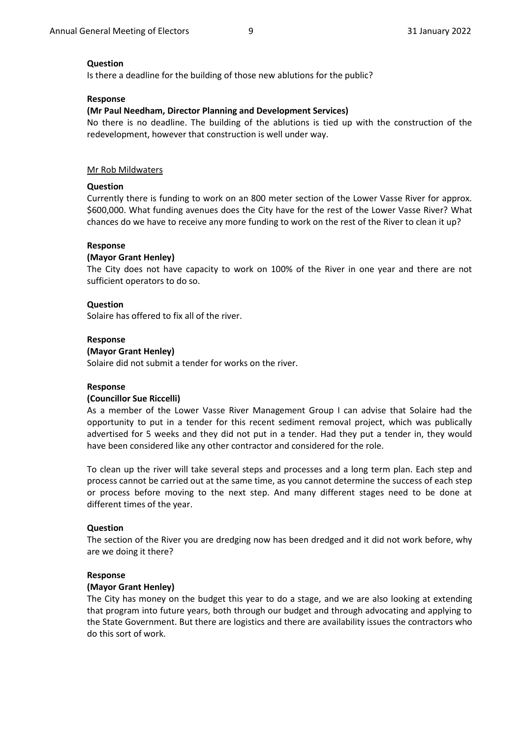**Question**

Is there a deadline for the building of those new ablutions for the public?

**Response**

**(Mr Paul Needham, Director Planning and Development Services)**

No there is no deadline. The building of the ablutions is tied up with the construction of the redevelopment, however that construction is well under way.

<u>Mr Rob Mildwaters</u>

**Question**

Currently there is funding to work on an 800 meter section of the Lower Vasse River for approx. \$600,000. What funding avenues does the City have for the rest of the Lower Vasse River? What chances do we have to receive any more funding to work on the rest of the River to clean it up?

**Response**

**(Mayor Grant Henley)**

The City does not have capacity to work on 100% of the River in one year and there are not sufficient operators to do so.

**Question**

Solaire has offered to fix all of the river.

**Response**

**(Mayor Grant Henley)**

Solaire did not submit a tender for works on the river.

**Response**

**(Councillor Sue Riccelli)**

As a member of the Lower Vasse River Management Group I can advise that Solaire had the opportunity to put in a tender for this recent sediment removal project, which was publically advertised for 5 weeks and they did not put in a tender. Had they put a tender in, they would have been considered like any other contractor and considered for the role.

To clean up the river will take several steps and processes and a long term plan. Each step and process cannot be carried out at the same time, as you cannot determine the success of each step or process before moving to the next step. And many different stages need to be done at different times of the year.

**Question**

The section of the River you are dredging now has been dredged and it did not work before, why are we doing it there?

**Response**

**(Mayor Grant Henley)**

The City has money on the budget this year to do a stage, and we are also looking at extending that program into future years, both through our budget and through advocating and applying to the State Government. But there are logistics and there are availability issues the contractors who do this sort of work.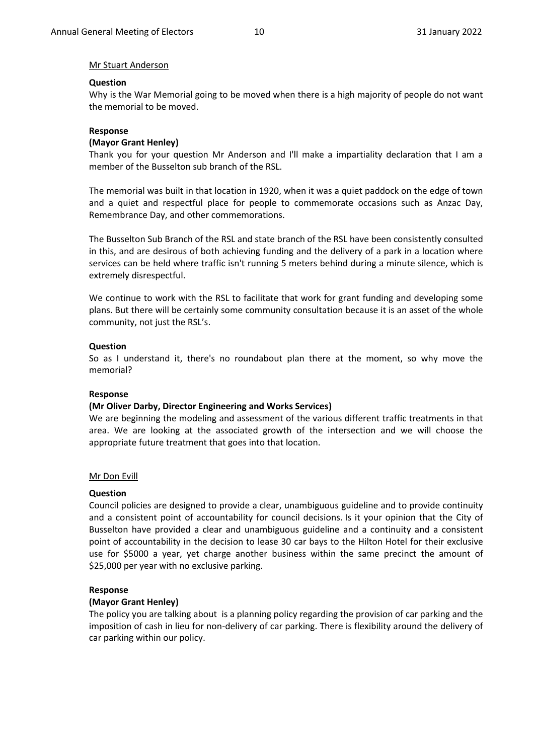Mr Stuart Anderson

**Question**

Why is the War Memorial going to be moved when there is a high majority of people do not want the memorial to be moved.

**Response**

**(Mayor Grant Henley)**

Thank you for your question Mr Anderson and I'll make a impartiality declaration that I am a member of the Busselton sub branch of the RSL.

The memorial was built in that location in 1920, when it was a quiet paddock on the edge of town and a quiet and respectful place for people to commemorate occasions such as Anzac Day, Remembrance Day, and other commemorations.

The Busselton Sub Branch of the RSL and state branch of the RSL have been consistently consulted in this, and are desirous of both achieving funding and the delivery of a park in a location where services can be held where traffic isn't running 5 meters behind during a minute silence, which is extremely disrespectful.

We continue to work with the RSL to facilitate that work for grant funding and developing some plans. But there will be certainly some community consultation because it is an asset of the whole community, not just the RSL's.

**Question**

So as I understand it, there's no roundabout plan there at the moment, so why move the memorial?

**Response**

**(Mr Oliver Darby, Director Engineering and Works Services)**

We are beginning the modeling and assessment of the various different traffic treatments in that area. We are looking at the associated growth of the intersection and we will choose the appropriate future treatment that goes into that location.

Mr Don Evill

**Question**

Council policies are designed to provide a clear, unambiguous guideline and to provide continuity and a consistent point of accountability for council decisions. Is it your opinion that the City of Busselton have provided a clear and unambiguous guideline and a continuity and a consistent point of accountability in the decision to lease 30 car bays to the Hilton Hotel for their exclusive use for $5000 a year, yet charge another business within the same precinct the amount of $25,000 per year with no exclusive parking.

**Response**

**(Mayor Grant Henley)**

The policy you are talking about is a planning policy regarding the provision of car parking and the imposition of cash in lieu for non-delivery of car parking. There is flexibility around the delivery of car parking within our policy.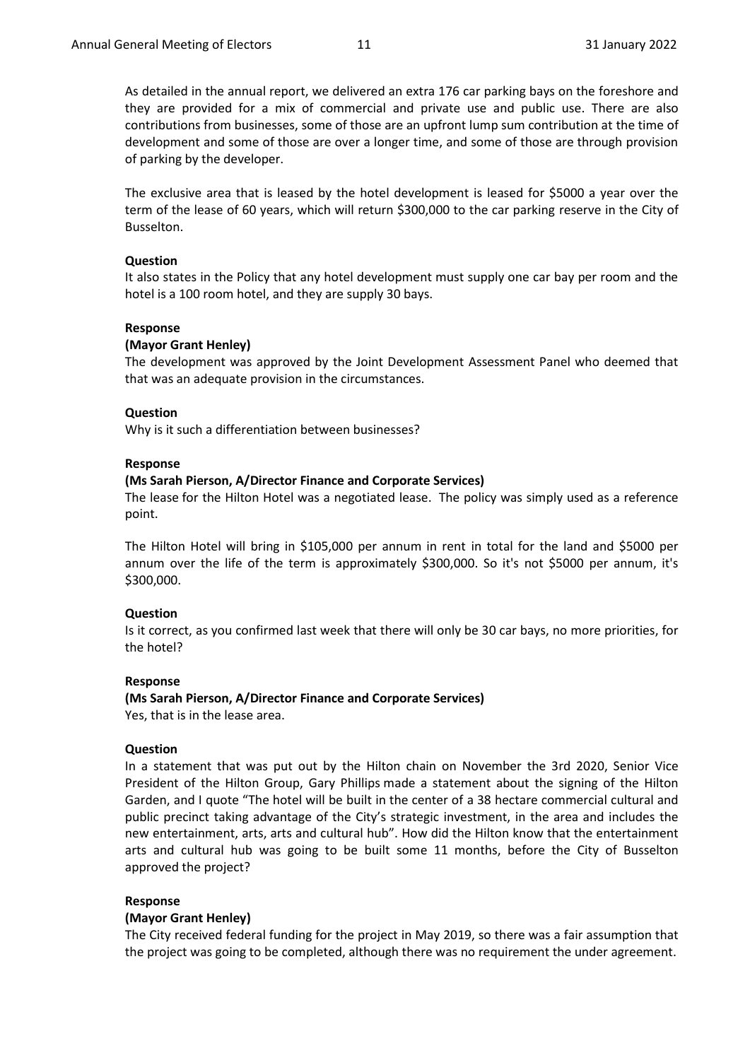As detailed in the annual report, we delivered an extra 176 car parking bays on the foreshore and they are provided for a mix of commercial and private use and public use. There are also contributions from businesses, some of those are an upfront lump sum contribution at the time of development and some of those are over a longer time, and some of those are through provision of parking by the developer.

The exclusive area that is leased by the hotel development is leased for $5000 a year over the term of the lease of 60 years, which will return $300,000 to the car parking reserve in the City of Busselton.

**Question**

It also states in the Policy that any hotel development must supply one car bay per room and the hotel is a 100 room hotel, and they are supply 30 bays.

**Response**

**(Mayor Grant Henley)**

The development was approved by the Joint Development Assessment Panel who deemed that that was an adequate provision in the circumstances.

**Question**

Why is it such a differentiation between businesses?

**Response**

**(Ms Sarah Pierson, A/Director Finance and Corporate Services)**

The lease for the Hilton Hotel was a negotiated lease. The policy was simply used as a reference point.

The Hilton Hotel will bring in $105,000 per annum in rent in total for the land and $5000 per annum over the life of the term is approximately $300,000. So it's not $5000 per annum, it's $300,000.

**Question**

Is it correct, as you confirmed last week that there will only be 30 car bays, no more priorities, for the hotel?

**Response**

**(Ms Sarah Pierson, A/Director Finance and Corporate Services)**

Yes, that is in the lease area.

**Question**

In a statement that was put out by the Hilton chain on November the 3rd 2020, Senior Vice President of the Hilton Group, Gary Phillips made a statement about the signing of the Hilton Garden, and I quote "The hotel will be built in the center of a 38 hectare commercial cultural and public precinct taking advantage of the City's strategic investment, in the area and includes the new entertainment, arts, arts and cultural hub". How did the Hilton know that the entertainment arts and cultural hub was going to be built some 11 months, before the City of Busselton approved the project?

**Response**

**(Mayor Grant Henley)**

The City received federal funding for the project in May 2019, so there was a fair assumption that the project was going to be completed, although there was no requirement the under agreement.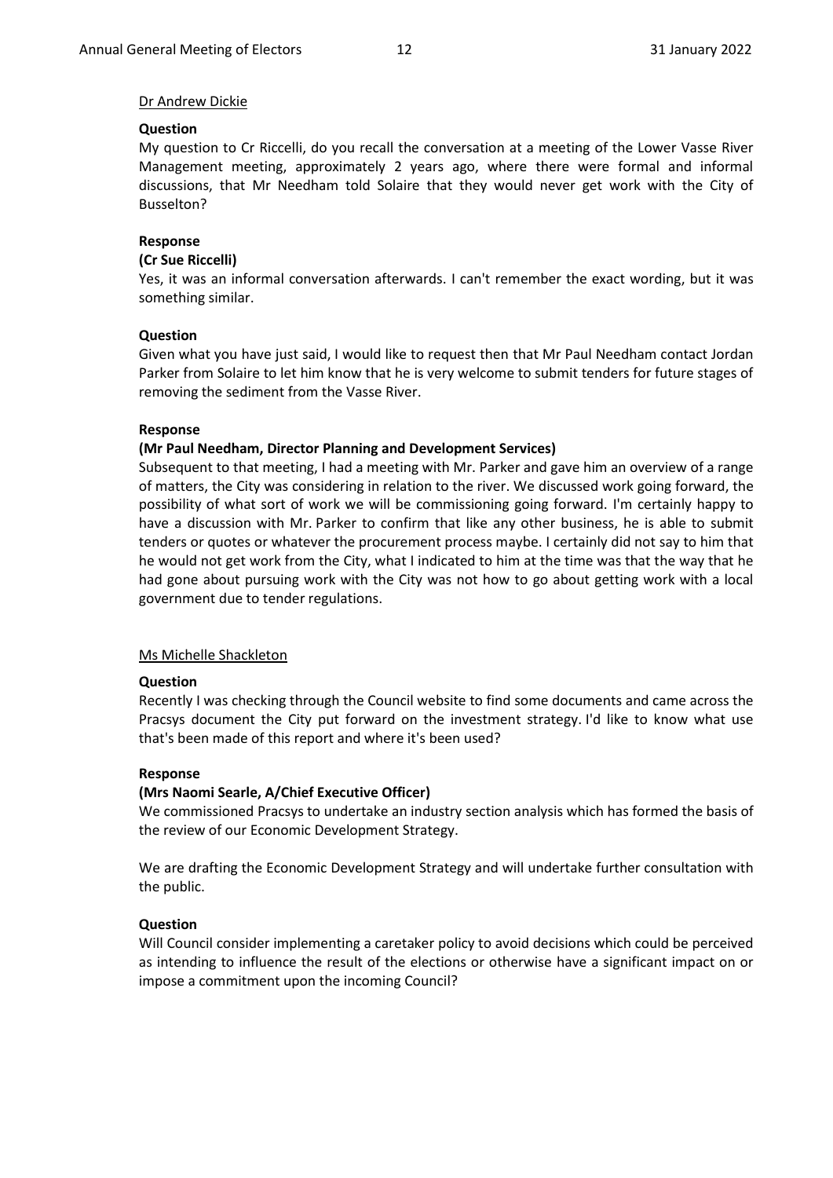Dr Andrew Dickie

**Question**

My question to Cr Riccelli, do you recall the conversation at a meeting of the Lower Vasse River Management meeting, approximately 2 years ago, where there were formal and informal discussions, that Mr Needham told Solaire that they would never get work with the City of Busselton?

**Response**

**(Cr Sue Riccelli)**

Yes, it was an informal conversation afterwards. I can't remember the exact wording, but it was something similar.

**Question**

Given what you have just said, I would like to request then that Mr Paul Needham contact Jordan Parker from Solaire to let him know that he is very welcome to submit tenders for future stages of removing the sediment from the Vasse River.

**Response**

**(Mr Paul Needham, Director Planning and Development Services)**

Subsequent to that meeting, I had a meeting with Mr. Parker and gave him an overview of a range of matters, the City was considering in relation to the river. We discussed work going forward, the possibility of what sort of work we will be commissioning going forward. I'm certainly happy to have a discussion with Mr. Parker to confirm that like any other business, he is able to submit tenders or quotes or whatever the procurement process maybe. I certainly did not say to him that he would not get work from the City, what I indicated to him at the time was that the way that he had gone about pursuing work with the City was not how to go about getting work with a local government due to tender regulations.

Ms Michelle Shackleton

**Question**

Recently I was checking through the Council website to find some documents and came across the Pracsys document the City put forward on the investment strategy. I'd like to know what use that's been made of this report and where it's been used?

**Response**

**(Mrs Naomi Searle, A/Chief Executive Officer)**

We commissioned Pracsys to undertake an industry section analysis which has formed the basis of the review of our Economic Development Strategy.

We are drafting the Economic Development Strategy and will undertake further consultation with the public.

**Question**

Will Council consider implementing a caretaker policy to avoid decisions which could be perceived as intending to influence the result of the elections or otherwise have a significant impact on or impose a commitment upon the incoming Council?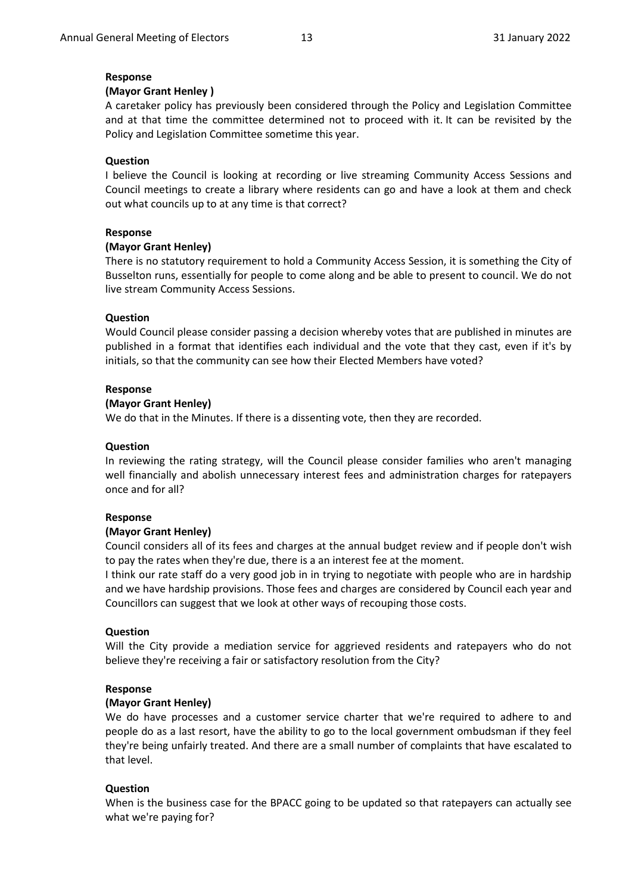**Response**

**(Mayor Grant Henley )**

A caretaker policy has previously been considered through the Policy and Legislation Committee and at that time the committee determined not to proceed with it. It can be revisited by the Policy and Legislation Committee sometime this year.

**Question**

I believe the Council is looking at recording or live streaming Community Access Sessions and Council meetings to create a library where residents can go and have a look at them and check out what councils up to at any time is that correct?

**Response**

**(Mayor Grant Henley)**

There is no statutory requirement to hold a Community Access Session, it is something the City of Busselton runs, essentially for people to come along and be able to present to council. We do not live stream Community Access Sessions.

**Question**

Would Council please consider passing a decision whereby votes that are published in minutes are published in a format that identifies each individual and the vote that they cast, even if it's by initials, so that the community can see how their Elected Members have voted?

**Response**

**(Mayor Grant Henley)**

We do that in the Minutes. If there is a dissenting vote, then they are recorded.

**Question**

In reviewing the rating strategy, will the Council please consider families who aren't managing well financially and abolish unnecessary interest fees and administration charges for ratepayers once and for all?

**Response**

**(Mayor Grant Henley)**

Council considers all of its fees and charges at the annual budget review and if people don't wish to pay the rates when they're due, there is a an interest fee at the moment.

I think our rate staff do a very good job in in trying to negotiate with people who are in hardship and we have hardship provisions. Those fees and charges are considered by Council each year and Councillors can suggest that we look at other ways of recouping those costs.

**Question**

Will the City provide a mediation service for aggrieved residents and ratepayers who do not believe they're receiving a fair or satisfactory resolution from the City?

**Response**

**(Mayor Grant Henley)**

We do have processes and a customer service charter that we're required to adhere to and people do as a last resort, have the ability to go to the local government ombudsman if they feel they're being unfairly treated. And there are a small number of complaints that have escalated to that level.

**Question**

When is the business case for the BPACC going to be updated so that ratepayers can actually see what we're paying for?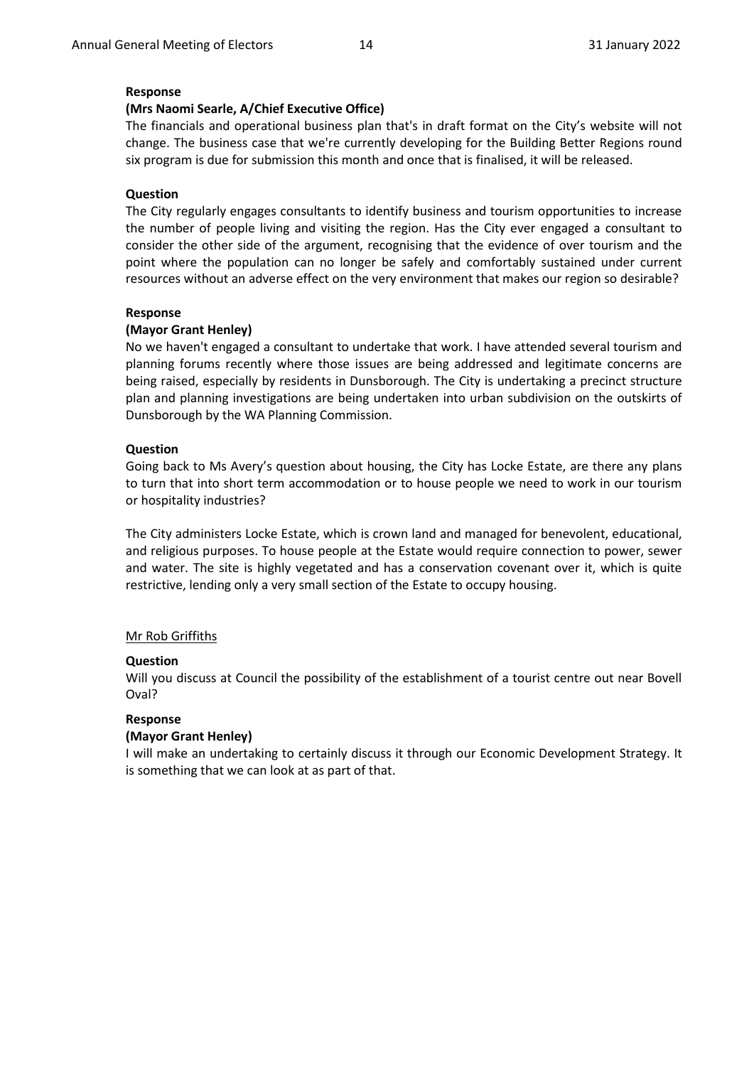**Response**

**(Mrs Naomi Searle, A/Chief Executive Office)**

The financials and operational business plan that's in draft format on the City's website will not change. The business case that we're currently developing for the Building Better Regions round six program is due for submission this month and once that is finalised, it will be released.

**Question**

The City regularly engages consultants to identify business and tourism opportunities to increase the number of people living and visiting the region. Has the City ever engaged a consultant to consider the other side of the argument, recognising that the evidence of over tourism and the point where the population can no longer be safely and comfortably sustained under current resources without an adverse effect on the very environment that makes our region so desirable?

**Response**

**(Mayor Grant Henley)**

No we haven't engaged a consultant to undertake that work. I have attended several tourism and planning forums recently where those issues are being addressed and legitimate concerns are being raised, especially by residents in Dunsborough. The City is undertaking a precinct structure plan and planning investigations are being undertaken into urban subdivision on the outskirts of Dunsborough by the WA Planning Commission.

**Question**

Going back to Ms Avery's question about housing, the City has Locke Estate, are there any plans to turn that into short term accommodation or to house people we need to work in our tourism or hospitality industries?

The City administers Locke Estate, which is crown land and managed for benevolent, educational, and religious purposes. To house people at the Estate would require connection to power, sewer and water. The site is highly vegetated and has a conservation covenant over it, which is quite restrictive, lending only a very small section of the Estate to occupy housing.

<u>Mr Rob Griffiths</u>

**Question**

Will you discuss at Council the possibility of the establishment of a tourist centre out near Bovell Oval?

**Response**

**(Mayor Grant Henley)**

I will make an undertaking to certainly discuss it through our Economic Development Strategy. It is something that we can look at as part of that.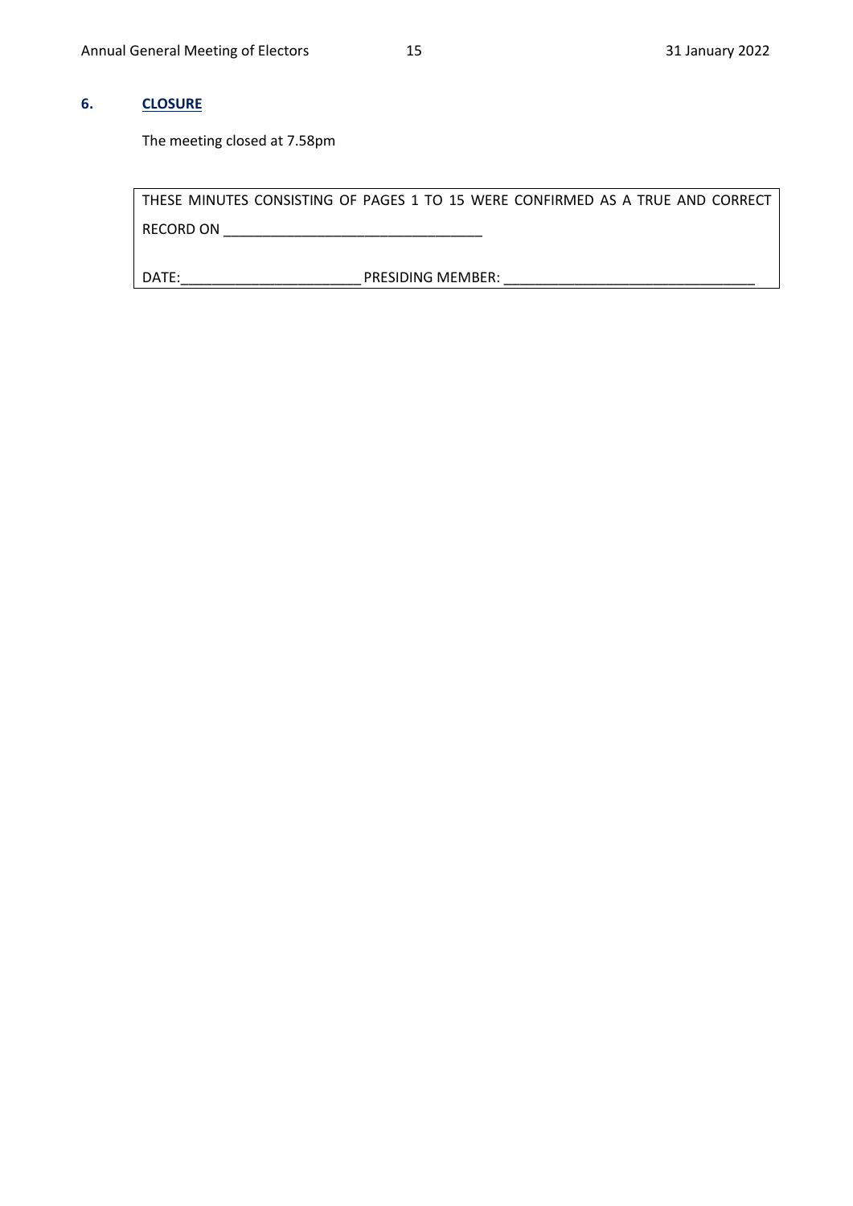## 6. CLOSURE

The meeting closed at 7.58pm

| |
|---|
| THESE MINUTES CONSISTING OF PAGES 1 TO 15 WERE CONFIRMED AS A TRUE AND CORRECT RECORD ON ________________________________ |
| DATE:______________________ PRESIDING MEMBER: ________________________________ |